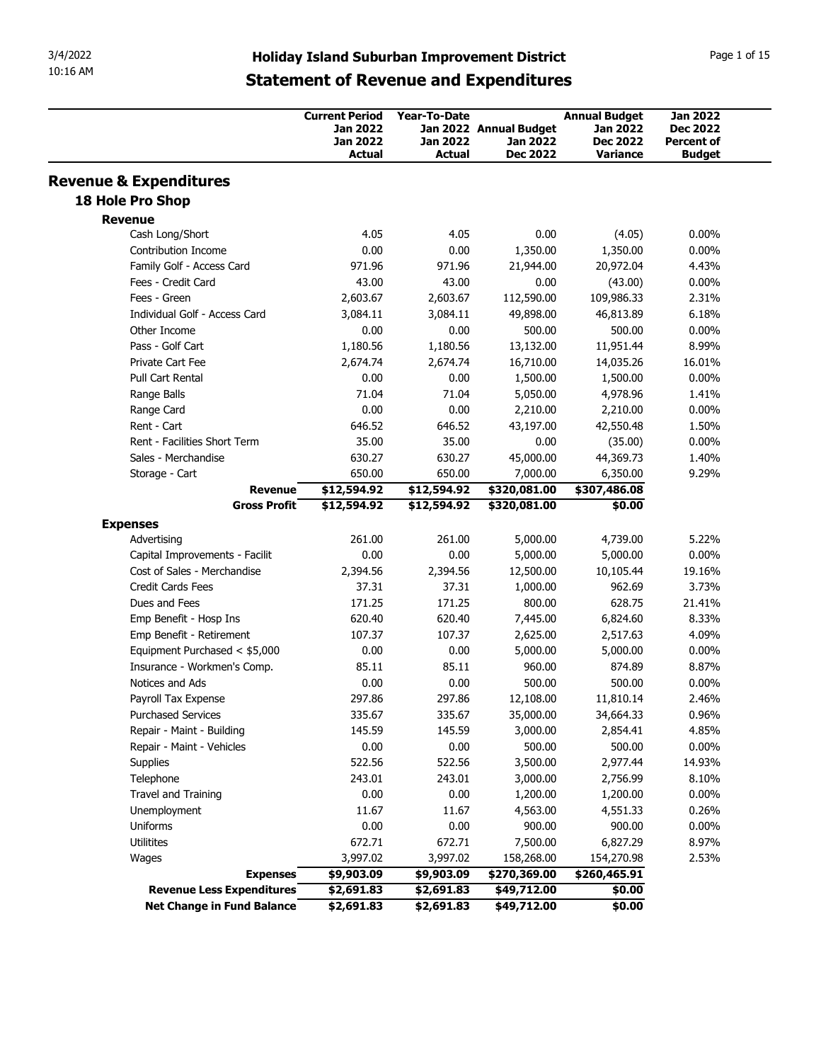# Holiday Island Suburban Improvement District

## Statement of Revenue and Expenditures

| | Current Period Jan 2022 Jan 2022 Actual | Year-To-Date Jan 2022 Jan 2022 Actual | Annual Budget Jan 2022 Dec 2022 | Annual Budget Jan 2022 Dec 2022 Variance | Jan 2022 Dec 2022 Percent of Budget |
|---|---|---|---|---|---|
| **Revenue & Expenditures** | | | | | |
| **18 Hole Pro Shop** | | | | | |
| **Revenue** | | | | | |
| Cash Long/Short | 4.05 | 4.05 | 0.00 | (4.05) | 0.00% |
| Contribution Income | 0.00 | 0.00 | 1,350.00 | 1,350.00 | 0.00% |
| Family Golf - Access Card | 971.96 | 971.96 | 21,944.00 | 20,972.04 | 4.43% |
| Fees - Credit Card | 43.00 | 43.00 | 0.00 | (43.00) | 0.00% |
| Fees - Green | 2,603.67 | 2,603.67 | 112,590.00 | 109,986.33 | 2.31% |
| Individual Golf - Access Card | 3,084.11 | 3,084.11 | 49,898.00 | 46,813.89 | 6.18% |
| Other Income | 0.00 | 0.00 | 500.00 | 500.00 | 0.00% |
| Pass - Golf Cart | 1,180.56 | 1,180.56 | 13,132.00 | 11,951.44 | 8.99% |
| Private Cart Fee | 2,674.74 | 2,674.74 | 16,710.00 | 14,035.26 | 16.01% |
| Pull Cart Rental | 0.00 | 0.00 | 1,500.00 | 1,500.00 | 0.00% |
| Range Balls | 71.04 | 71.04 | 5,050.00 | 4,978.96 | 1.41% |
| Range Card | 0.00 | 0.00 | 2,210.00 | 2,210.00 | 0.00% |
| Rent - Cart | 646.52 | 646.52 | 43,197.00 | 42,550.48 | 1.50% |
| Rent - Facilities Short Term | 35.00 | 35.00 | 0.00 | (35.00) | 0.00% |
| Sales - Merchandise | 630.27 | 630.27 | 45,000.00 | 44,369.73 | 1.40% |
| Storage - Cart | 650.00 | 650.00 | 7,000.00 | 6,350.00 | 9.29% |
| **Revenue** | **$12,594.92** | **$12,594.92** | **$320,081.00** | **$307,486.08** | |
| **Gross Profit** | **$12,594.92** | **$12,594.92** | **$320,081.00** | **$0.00** | |
| **Expenses** | | | | | |
| Advertising | 261.00 | 261.00 | 5,000.00 | 4,739.00 | 5.22% |
| Capital Improvements - Facilit | 0.00 | 0.00 | 5,000.00 | 5,000.00 | 0.00% |
| Cost of Sales - Merchandise | 2,394.56 | 2,394.56 | 12,500.00 | 10,105.44 | 19.16% |
| Credit Cards Fees | 37.31 | 37.31 | 1,000.00 | 962.69 | 3.73% |
| Dues and Fees | 171.25 | 171.25 | 800.00 | 628.75 | 21.41% |
| Emp Benefit - Hosp Ins | 620.40 | 620.40 | 7,445.00 | 6,824.60 | 8.33% |
| Emp Benefit - Retirement | 107.37 | 107.37 | 2,625.00 | 2,517.63 | 4.09% |
| Equipment Purchased < $5,000 | 0.00 | 0.00 | 5,000.00 | 5,000.00 | 0.00% |
| Insurance - Workmen's Comp. | 85.11 | 85.11 | 960.00 | 874.89 | 8.87% |
| Notices and Ads | 0.00 | 0.00 | 500.00 | 500.00 | 0.00% |
| Payroll Tax Expense | 297.86 | 297.86 | 12,108.00 | 11,810.14 | 2.46% |
| Purchased Services | 335.67 | 335.67 | 35,000.00 | 34,664.33 | 0.96% |
| Repair - Maint - Building | 145.59 | 145.59 | 3,000.00 | 2,854.41 | 4.85% |
| Repair - Maint - Vehicles | 0.00 | 0.00 | 500.00 | 500.00 | 0.00% |
| Supplies | 522.56 | 522.56 | 3,500.00 | 2,977.44 | 14.93% |
| Telephone | 243.01 | 243.01 | 3,000.00 | 2,756.99 | 8.10% |
| Travel and Training | 0.00 | 0.00 | 1,200.00 | 1,200.00 | 0.00% |
| Unemployment | 11.67 | 11.67 | 4,563.00 | 4,551.33 | 0.26% |
| Uniforms | 0.00 | 0.00 | 900.00 | 900.00 | 0.00% |
| Utilitites | 672.71 | 672.71 | 7,500.00 | 6,827.29 | 8.97% |
| Wages | 3,997.02 | 3,997.02 | 158,268.00 | 154,270.98 | 2.53% |
| **Expenses** | **$9,903.09** | **$9,903.09** | **$270,369.00** | **$260,465.91** | |
| **Revenue Less Expenditures** | **$2,691.83** | **$2,691.83** | **$49,712.00** | **$0.00** | |
| **Net Change in Fund Balance** | **$2,691.83** | **$2,691.83** | **$49,712.00** | **$0.00** | |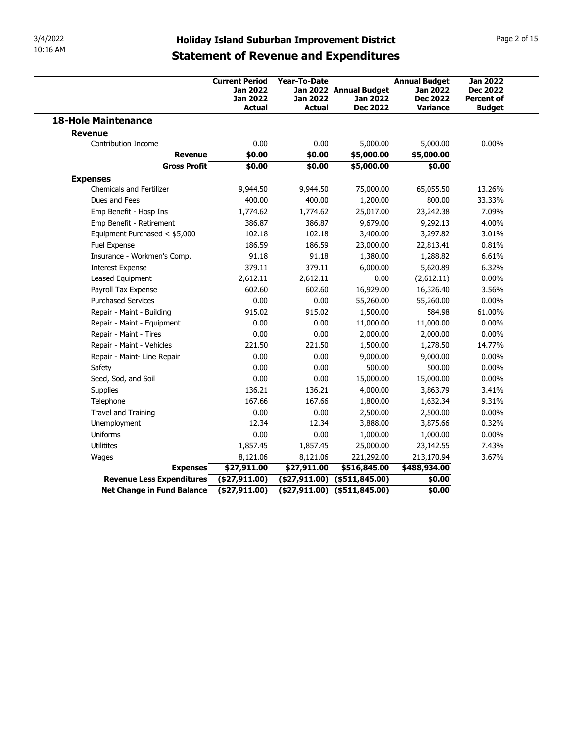# Holiday Island Suburban Improvement District

## Statement of Revenue and Expenditures

| | Current Period Jan 2022 Jan 2022 Actual | Year-To-Date Jan 2022 Jan 2022 Actual | Annual Budget Jan 2022 Dec 2022 | Annual Budget Jan 2022 Dec 2022 Variance | Jan 2022 Dec 2022 Percent of Budget |
|---|---|---|---|---|---|
| **18-Hole Maintenance** | | | | | |
| **Revenue** | | | | | |
| Contribution Income | 0.00 | 0.00 | 5,000.00 | 5,000.00 | 0.00% |
| **Revenue** | **$0.00** | **$0.00** | **$5,000.00** | **$5,000.00** | |
| **Gross Profit** | **$0.00** | **$0.00** | **$5,000.00** | **$0.00** | |
| **Expenses** | | | | | |
| Chemicals and Fertilizer | 9,944.50 | 9,944.50 | 75,000.00 | 65,055.50 | 13.26% |
| Dues and Fees | 400.00 | 400.00 | 1,200.00 | 800.00 | 33.33% |
| Emp Benefit - Hosp Ins | 1,774.62 | 1,774.62 | 25,017.00 | 23,242.38 | 7.09% |
| Emp Benefit - Retirement | 386.87 | 386.87 | 9,679.00 | 9,292.13 | 4.00% |
| Equipment Purchased < $5,000 | 102.18 | 102.18 | 3,400.00 | 3,297.82 | 3.01% |
| Fuel Expense | 186.59 | 186.59 | 23,000.00 | 22,813.41 | 0.81% |
| Insurance - Workmen's Comp. | 91.18 | 91.18 | 1,380.00 | 1,288.82 | 6.61% |
| Interest Expense | 379.11 | 379.11 | 6,000.00 | 5,620.89 | 6.32% |
| Leased Equipment | 2,612.11 | 2,612.11 | 0.00 | (2,612.11) | 0.00% |
| Payroll Tax Expense | 602.60 | 602.60 | 16,929.00 | 16,326.40 | 3.56% |
| Purchased Services | 0.00 | 0.00 | 55,260.00 | 55,260.00 | 0.00% |
| Repair - Maint - Building | 915.02 | 915.02 | 1,500.00 | 584.98 | 61.00% |
| Repair - Maint - Equipment | 0.00 | 0.00 | 11,000.00 | 11,000.00 | 0.00% |
| Repair - Maint - Tires | 0.00 | 0.00 | 2,000.00 | 2,000.00 | 0.00% |
| Repair - Maint - Vehicles | 221.50 | 221.50 | 1,500.00 | 1,278.50 | 14.77% |
| Repair - Maint- Line Repair | 0.00 | 0.00 | 9,000.00 | 9,000.00 | 0.00% |
| Safety | 0.00 | 0.00 | 500.00 | 500.00 | 0.00% |
| Seed, Sod, and Soil | 0.00 | 0.00 | 15,000.00 | 15,000.00 | 0.00% |
| Supplies | 136.21 | 136.21 | 4,000.00 | 3,863.79 | 3.41% |
| Telephone | 167.66 | 167.66 | 1,800.00 | 1,632.34 | 9.31% |
| Travel and Training | 0.00 | 0.00 | 2,500.00 | 2,500.00 | 0.00% |
| Unemployment | 12.34 | 12.34 | 3,888.00 | 3,875.66 | 0.32% |
| Uniforms | 0.00 | 0.00 | 1,000.00 | 1,000.00 | 0.00% |
| Utilitites | 1,857.45 | 1,857.45 | 25,000.00 | 23,142.55 | 7.43% |
| Wages | 8,121.06 | 8,121.06 | 221,292.00 | 213,170.94 | 3.67% |
| **Expenses** | **$27,911.00** | **$27,911.00** | **$516,845.00** | **$488,934.00** | |
| **Revenue Less Expenditures** | **($27,911.00)** | **($27,911.00)** | **($511,845.00)** | **$0.00** | |
| **Net Change in Fund Balance** | **($27,911.00)** | **($27,911.00)** | **($511,845.00)** | **$0.00** | |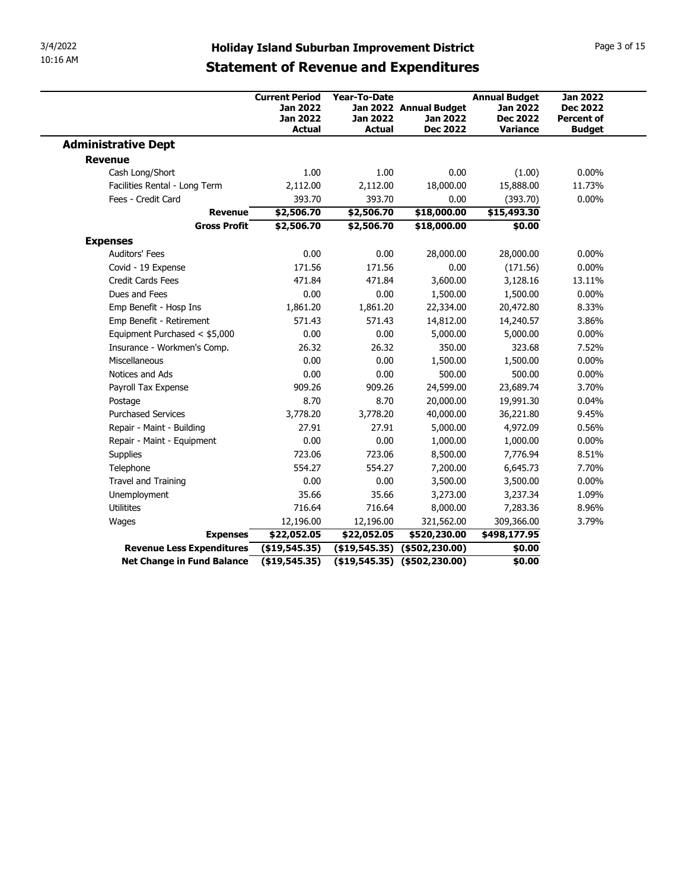# Holiday Island Suburban Improvement District

## Statement of Revenue and Expenditures

| | Current Period Jan 2022 Jan 2022 Actual | Year-To-Date Jan 2022 Jan 2022 Actual | Annual Budget Jan 2022 Dec 2022 | Annual Budget Jan 2022 Dec 2022 Variance | Jan 2022 Dec 2022 Percent of Budget |
|---|---|---|---|---|---|
| **Administrative Dept** | | | | | |
| **Revenue** | | | | | |
| Cash Long/Short | 1.00 | 1.00 | 0.00 | (1.00) | 0.00% |
| Facilities Rental - Long Term | 2,112.00 | 2,112.00 | 18,000.00 | 15,888.00 | 11.73% |
| Fees - Credit Card | 393.70 | 393.70 | 0.00 | (393.70) | 0.00% |
| **Revenue** | **$2,506.70** | **$2,506.70** | **$18,000.00** | **$15,493.30** | |
| **Gross Profit** | **$2,506.70** | **$2,506.70** | **$18,000.00** | **$0.00** | |
| **Expenses** | | | | | |
| Auditors' Fees | 0.00 | 0.00 | 28,000.00 | 28,000.00 | 0.00% |
| Covid - 19 Expense | 171.56 | 171.56 | 0.00 | (171.56) | 0.00% |
| Credit Cards Fees | 471.84 | 471.84 | 3,600.00 | 3,128.16 | 13.11% |
| Dues and Fees | 0.00 | 0.00 | 1,500.00 | 1,500.00 | 0.00% |
| Emp Benefit - Hosp Ins | 1,861.20 | 1,861.20 | 22,334.00 | 20,472.80 | 8.33% |
| Emp Benefit - Retirement | 571.43 | 571.43 | 14,812.00 | 14,240.57 | 3.86% |
| Equipment Purchased < $5,000 | 0.00 | 0.00 | 5,000.00 | 5,000.00 | 0.00% |
| Insurance - Workmen's Comp. | 26.32 | 26.32 | 350.00 | 323.68 | 7.52% |
| Miscellaneous | 0.00 | 0.00 | 1,500.00 | 1,500.00 | 0.00% |
| Notices and Ads | 0.00 | 0.00 | 500.00 | 500.00 | 0.00% |
| Payroll Tax Expense | 909.26 | 909.26 | 24,599.00 | 23,689.74 | 3.70% |
| Postage | 8.70 | 8.70 | 20,000.00 | 19,991.30 | 0.04% |
| Purchased Services | 3,778.20 | 3,778.20 | 40,000.00 | 36,221.80 | 9.45% |
| Repair - Maint - Building | 27.91 | 27.91 | 5,000.00 | 4,972.09 | 0.56% |
| Repair - Maint - Equipment | 0.00 | 0.00 | 1,000.00 | 1,000.00 | 0.00% |
| Supplies | 723.06 | 723.06 | 8,500.00 | 7,776.94 | 8.51% |
| Telephone | 554.27 | 554.27 | 7,200.00 | 6,645.73 | 7.70% |
| Travel and Training | 0.00 | 0.00 | 3,500.00 | 3,500.00 | 0.00% |
| Unemployment | 35.66 | 35.66 | 3,273.00 | 3,237.34 | 1.09% |
| Utilitites | 716.64 | 716.64 | 8,000.00 | 7,283.36 | 8.96% |
| Wages | 12,196.00 | 12,196.00 | 321,562.00 | 309,366.00 | 3.79% |
| **Expenses** | **$22,052.05** | **$22,052.05** | **$520,230.00** | **$498,177.95** | |
| **Revenue Less Expenditures** | **($19,545.35)** | **($19,545.35)** | **($502,230.00)** | **$0.00** | |
| **Net Change in Fund Balance** | **($19,545.35)** | **($19,545.35)** | **($502,230.00)** | **$0.00** | |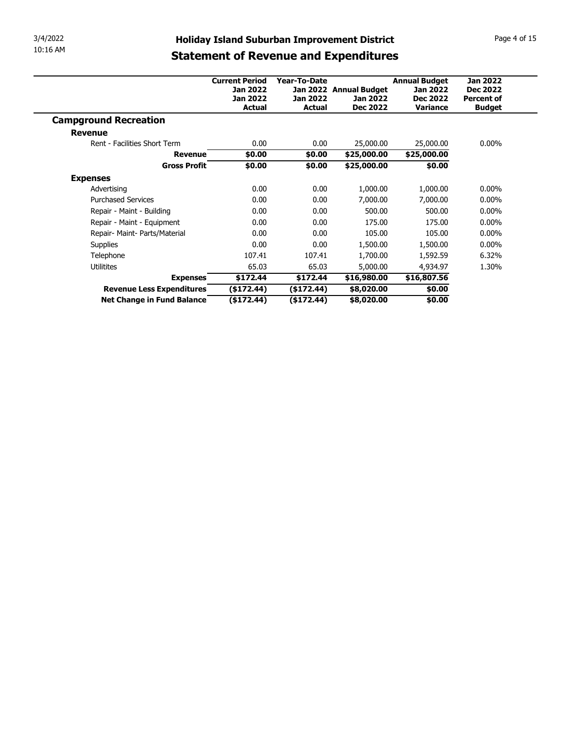# Holiday Island Suburban Improvement District

## Statement of Revenue and Expenditures

| | Current Period Jan 2022 Jan 2022 Actual | Year-To-Date Jan 2022 Jan 2022 Actual | Annual Budget Jan 2022 Dec 2022 | Annual Budget Jan 2022 Dec 2022 Variance | Jan 2022 Dec 2022 Percent of Budget |
|---|---|---|---|---|---|
| **Campground Recreation** | | | | | |
| **Revenue** | | | | | |
| Rent - Facilities Short Term | 0.00 | 0.00 | 25,000.00 | 25,000.00 | 0.00% |
| **Revenue** | **$0.00** | **$0.00** | **$25,000.00** | **$25,000.00** | |
| **Gross Profit** | **$0.00** | **$0.00** | **$25,000.00** | **$0.00** | |
| **Expenses** | | | | | |
| Advertising | 0.00 | 0.00 | 1,000.00 | 1,000.00 | 0.00% |
| Purchased Services | 0.00 | 0.00 | 7,000.00 | 7,000.00 | 0.00% |
| Repair - Maint - Building | 0.00 | 0.00 | 500.00 | 500.00 | 0.00% |
| Repair - Maint - Equipment | 0.00 | 0.00 | 175.00 | 175.00 | 0.00% |
| Repair- Maint- Parts/Material | 0.00 | 0.00 | 105.00 | 105.00 | 0.00% |
| Supplies | 0.00 | 0.00 | 1,500.00 | 1,500.00 | 0.00% |
| Telephone | 107.41 | 107.41 | 1,700.00 | 1,592.59 | 6.32% |
| Utilitites | 65.03 | 65.03 | 5,000.00 | 4,934.97 | 1.30% |
| **Expenses** | **$172.44** | **$172.44** | **$16,980.00** | **$16,807.56** | |
| **Revenue Less Expenditures** | **($172.44)** | **($172.44)** | **$8,020.00** | **$0.00** | |
| **Net Change in Fund Balance** | **($172.44)** | **($172.44)** | **$8,020.00** | **$0.00** | |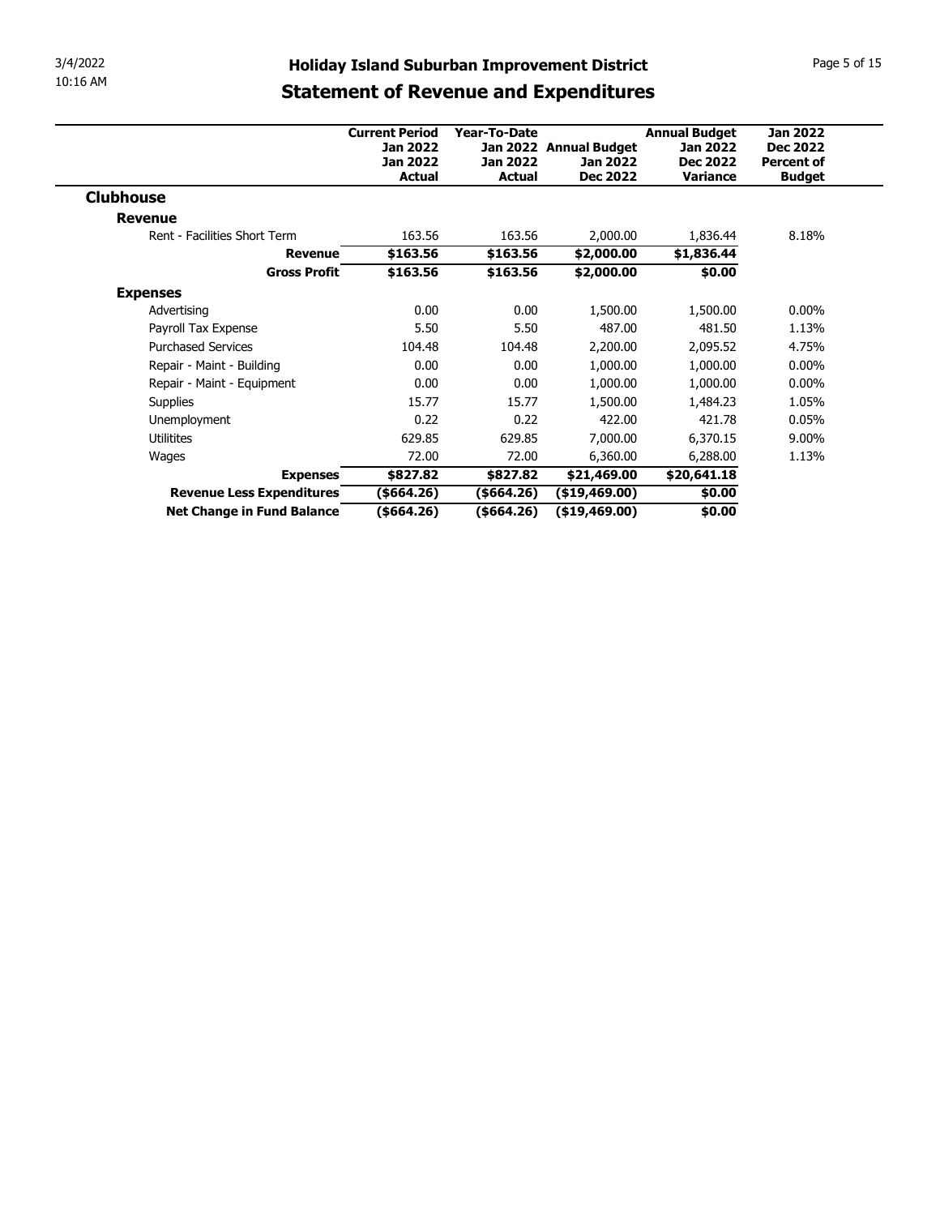# Holiday Island Suburban Improvement District

## Statement of Revenue and Expenditures

| | Current Period Jan 2022 Jan 2022 Actual | Year-To-Date Jan 2022 Jan 2022 Actual | Annual Budget Jan 2022 Dec 2022 | Annual Budget Jan 2022 Dec 2022 Variance | Jan 2022 Dec 2022 Percent of Budget |
|---|---|---|---|---|---|
| **Clubhouse** | | | | | |
| **Revenue** | | | | | |
| Rent - Facilities Short Term | 163.56 | 163.56 | 2,000.00 | 1,836.44 | 8.18% |
| **Revenue** | **$163.56** | **$163.56** | **$2,000.00** | **$1,836.44** | |
| **Gross Profit** | **$163.56** | **$163.56** | **$2,000.00** | **$0.00** | |
| **Expenses** | | | | | |
| Advertising | 0.00 | 0.00 | 1,500.00 | 1,500.00 | 0.00% |
| Payroll Tax Expense | 5.50 | 5.50 | 487.00 | 481.50 | 1.13% |
| Purchased Services | 104.48 | 104.48 | 2,200.00 | 2,095.52 | 4.75% |
| Repair - Maint - Building | 0.00 | 0.00 | 1,000.00 | 1,000.00 | 0.00% |
| Repair - Maint - Equipment | 0.00 | 0.00 | 1,000.00 | 1,000.00 | 0.00% |
| Supplies | 15.77 | 15.77 | 1,500.00 | 1,484.23 | 1.05% |
| Unemployment | 0.22 | 0.22 | 422.00 | 421.78 | 0.05% |
| Utilitites | 629.85 | 629.85 | 7,000.00 | 6,370.15 | 9.00% |
| Wages | 72.00 | 72.00 | 6,360.00 | 6,288.00 | 1.13% |
| **Expenses** | **$827.82** | **$827.82** | **$21,469.00** | **$20,641.18** | |
| **Revenue Less Expenditures** | **($664.26)** | **($664.26)** | **($19,469.00)** | **$0.00** | |
| **Net Change in Fund Balance** | **($664.26)** | **($664.26)** | **($19,469.00)** | **$0.00** | |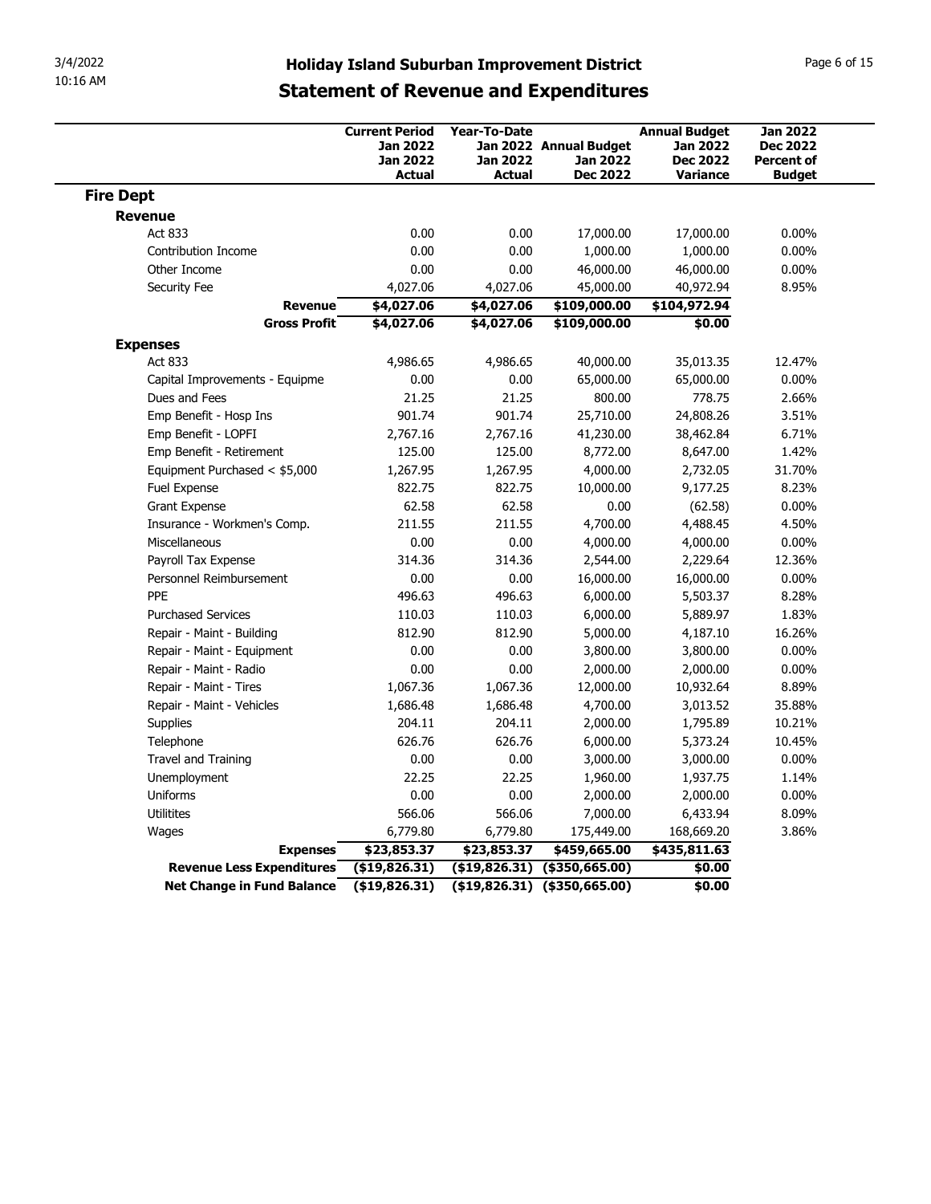# Holiday Island Suburban Improvement District

## Statement of Revenue and Expenditures

| | Current Period Jan 2022 Jan 2022 Actual | Year-To-Date Jan 2022 Jan 2022 Actual | Annual Budget Jan 2022 Dec 2022 | Annual Budget Jan 2022 Dec 2022 Variance | Jan 2022 Dec 2022 Percent of Budget |
|---|---|---|---|---|---|
| **Fire Dept** | | | | | |
| **Revenue** | | | | | |
| Act 833 | 0.00 | 0.00 | 17,000.00 | 17,000.00 | 0.00% |
| Contribution Income | 0.00 | 0.00 | 1,000.00 | 1,000.00 | 0.00% |
| Other Income | 0.00 | 0.00 | 46,000.00 | 46,000.00 | 0.00% |
| Security Fee | 4,027.06 | 4,027.06 | 45,000.00 | 40,972.94 | 8.95% |
| **Revenue** | **$4,027.06** | **$4,027.06** | **$109,000.00** | **$104,972.94** | |
| **Gross Profit** | **$4,027.06** | **$4,027.06** | **$109,000.00** | **$0.00** | |
| **Expenses** | | | | | |
| Act 833 | 4,986.65 | 4,986.65 | 40,000.00 | 35,013.35 | 12.47% |
| Capital Improvements - Equipme | 0.00 | 0.00 | 65,000.00 | 65,000.00 | 0.00% |
| Dues and Fees | 21.25 | 21.25 | 800.00 | 778.75 | 2.66% |
| Emp Benefit - Hosp Ins | 901.74 | 901.74 | 25,710.00 | 24,808.26 | 3.51% |
| Emp Benefit - LOPFI | 2,767.16 | 2,767.16 | 41,230.00 | 38,462.84 | 6.71% |
| Emp Benefit - Retirement | 125.00 | 125.00 | 8,772.00 | 8,647.00 | 1.42% |
| Equipment Purchased < $5,000 | 1,267.95 | 1,267.95 | 4,000.00 | 2,732.05 | 31.70% |
| Fuel Expense | 822.75 | 822.75 | 10,000.00 | 9,177.25 | 8.23% |
| Grant Expense | 62.58 | 62.58 | 0.00 | (62.58) | 0.00% |
| Insurance - Workmen's Comp. | 211.55 | 211.55 | 4,700.00 | 4,488.45 | 4.50% |
| Miscellaneous | 0.00 | 0.00 | 4,000.00 | 4,000.00 | 0.00% |
| Payroll Tax Expense | 314.36 | 314.36 | 2,544.00 | 2,229.64 | 12.36% |
| Personnel Reimbursement | 0.00 | 0.00 | 16,000.00 | 16,000.00 | 0.00% |
| PPE | 496.63 | 496.63 | 6,000.00 | 5,503.37 | 8.28% |
| Purchased Services | 110.03 | 110.03 | 6,000.00 | 5,889.97 | 1.83% |
| Repair - Maint - Building | 812.90 | 812.90 | 5,000.00 | 4,187.10 | 16.26% |
| Repair - Maint - Equipment | 0.00 | 0.00 | 3,800.00 | 3,800.00 | 0.00% |
| Repair - Maint - Radio | 0.00 | 0.00 | 2,000.00 | 2,000.00 | 0.00% |
| Repair - Maint - Tires | 1,067.36 | 1,067.36 | 12,000.00 | 10,932.64 | 8.89% |
| Repair - Maint - Vehicles | 1,686.48 | 1,686.48 | 4,700.00 | 3,013.52 | 35.88% |
| Supplies | 204.11 | 204.11 | 2,000.00 | 1,795.89 | 10.21% |
| Telephone | 626.76 | 626.76 | 6,000.00 | 5,373.24 | 10.45% |
| Travel and Training | 0.00 | 0.00 | 3,000.00 | 3,000.00 | 0.00% |
| Unemployment | 22.25 | 22.25 | 1,960.00 | 1,937.75 | 1.14% |
| Uniforms | 0.00 | 0.00 | 2,000.00 | 2,000.00 | 0.00% |
| Utilitites | 566.06 | 566.06 | 7,000.00 | 6,433.94 | 8.09% |
| Wages | 6,779.80 | 6,779.80 | 175,449.00 | 168,669.20 | 3.86% |
| **Expenses** | **$23,853.37** | **$23,853.37** | **$459,665.00** | **$435,811.63** | |
| **Revenue Less Expenditures** | **($19,826.31)** | **($19,826.31)** | **($350,665.00)** | **$0.00** | |
| **Net Change in Fund Balance** | **($19,826.31)** | **($19,826.31)** | **($350,665.00)** | **$0.00** | |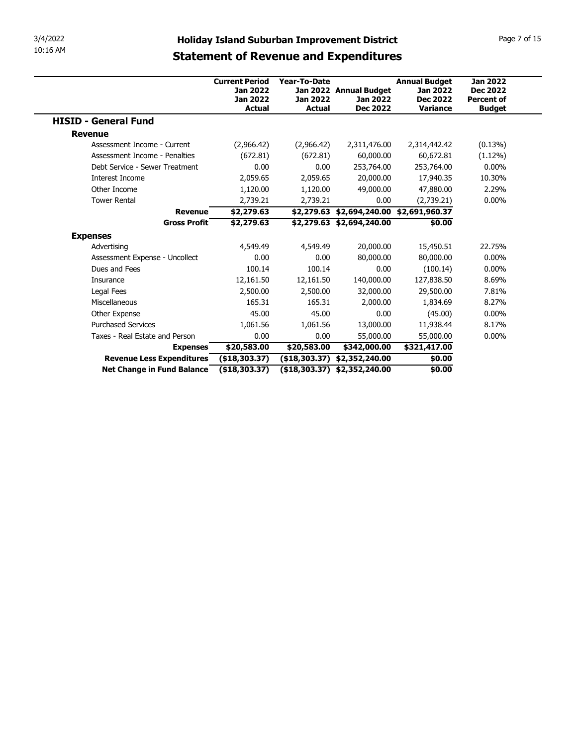# Holiday Island Suburban Improvement District

## Statement of Revenue and Expenditures

| | Current Period Jan 2022 Jan 2022 Actual | Year-To-Date Jan 2022 Jan 2022 Actual | Annual Budget Jan 2022 Dec 2022 | Annual Budget Jan 2022 Dec 2022 Variance | Jan 2022 Dec 2022 Percent of Budget |
|---|---|---|---|---|---|
| **HISID - General Fund** | | | | | |
| **Revenue** | | | | | |
| Assessment Income - Current | (2,966.42) | (2,966.42) | 2,311,476.00 | 2,314,442.42 | (0.13%) |
| Assessment Income - Penalties | (672.81) | (672.81) | 60,000.00 | 60,672.81 | (1.12%) |
| Debt Service - Sewer Treatment | 0.00 | 0.00 | 253,764.00 | 253,764.00 | 0.00% |
| Interest Income | 2,059.65 | 2,059.65 | 20,000.00 | 17,940.35 | 10.30% |
| Other Income | 1,120.00 | 1,120.00 | 49,000.00 | 47,880.00 | 2.29% |
| Tower Rental | 2,739.21 | 2,739.21 | 0.00 | (2,739.21) | 0.00% |
| **Revenue** | **$2,279.63** | **$2,279.63** | **$2,694,240.00** | **$2,691,960.37** | |
| **Gross Profit** | **$2,279.63** | **$2,279.63** | **$2,694,240.00** | **$0.00** | |
| **Expenses** | | | | | |
| Advertising | 4,549.49 | 4,549.49 | 20,000.00 | 15,450.51 | 22.75% |
| Assessment Expense - Uncollect | 0.00 | 0.00 | 80,000.00 | 80,000.00 | 0.00% |
| Dues and Fees | 100.14 | 100.14 | 0.00 | (100.14) | 0.00% |
| Insurance | 12,161.50 | 12,161.50 | 140,000.00 | 127,838.50 | 8.69% |
| Legal Fees | 2,500.00 | 2,500.00 | 32,000.00 | 29,500.00 | 7.81% |
| Miscellaneous | 165.31 | 165.31 | 2,000.00 | 1,834.69 | 8.27% |
| Other Expense | 45.00 | 45.00 | 0.00 | (45.00) | 0.00% |
| Purchased Services | 1,061.56 | 1,061.56 | 13,000.00 | 11,938.44 | 8.17% |
| Taxes - Real Estate and Person | 0.00 | 0.00 | 55,000.00 | 55,000.00 | 0.00% |
| **Expenses** | **$20,583.00** | **$20,583.00** | **$342,000.00** | **$321,417.00** | |
| **Revenue Less Expenditures** | **($18,303.37)** | **($18,303.37)** | **$2,352,240.00** | **$0.00** | |
| **Net Change in Fund Balance** | **($18,303.37)** | **($18,303.37)** | **$2,352,240.00** | **$0.00** | |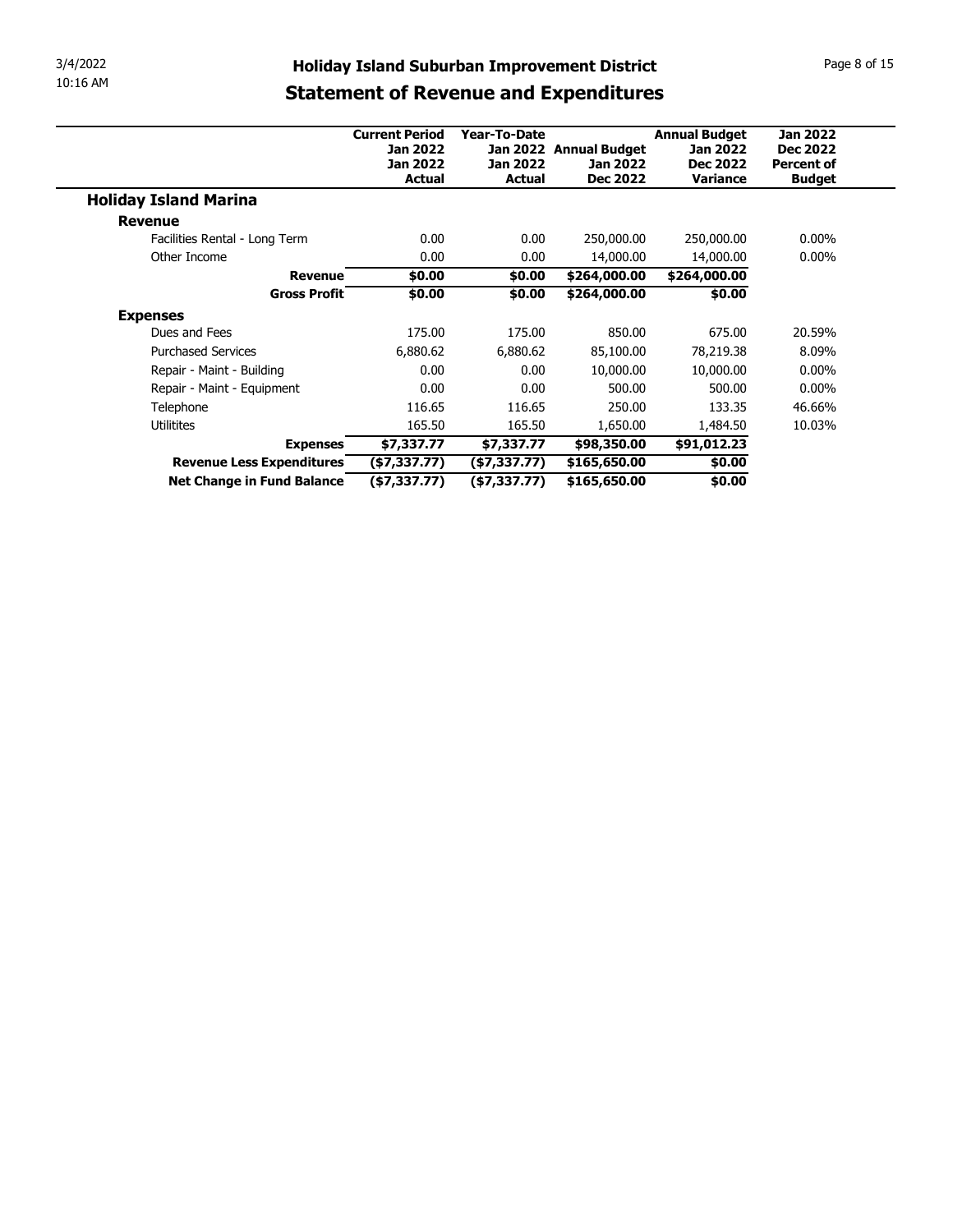# Holiday Island Suburban Improvement District

## Statement of Revenue and Expenditures

| | Current Period Jan 2022 Jan 2022 Actual | Year-To-Date Jan 2022 Jan 2022 Actual | Annual Budget Jan 2022 Dec 2022 | Annual Budget Jan 2022 Dec 2022 Variance | Jan 2022 Dec 2022 Percent of Budget |
|---|---|---|---|---|---|
| **Holiday Island Marina** | | | | | |
| **Revenue** | | | | | |
| Facilities Rental - Long Term | 0.00 | 0.00 | 250,000.00 | 250,000.00 | 0.00% |
| Other Income | 0.00 | 0.00 | 14,000.00 | 14,000.00 | 0.00% |
| **Revenue** | **$0.00** | **$0.00** | **$264,000.00** | **$264,000.00** | |
| **Gross Profit** | **$0.00** | **$0.00** | **$264,000.00** | **$0.00** | |
| **Expenses** | | | | | |
| Dues and Fees | 175.00 | 175.00 | 850.00 | 675.00 | 20.59% |
| Purchased Services | 6,880.62 | 6,880.62 | 85,100.00 | 78,219.38 | 8.09% |
| Repair - Maint - Building | 0.00 | 0.00 | 10,000.00 | 10,000.00 | 0.00% |
| Repair - Maint - Equipment | 0.00 | 0.00 | 500.00 | 500.00 | 0.00% |
| Telephone | 116.65 | 116.65 | 250.00 | 133.35 | 46.66% |
| Utilitites | 165.50 | 165.50 | 1,650.00 | 1,484.50 | 10.03% |
| **Expenses** | **$7,337.77** | **$7,337.77** | **$98,350.00** | **$91,012.23** | |
| **Revenue Less Expenditures** | **($7,337.77)** | **($7,337.77)** | **$165,650.00** | **$0.00** | |
| **Net Change in Fund Balance** | **($7,337.77)** | **($7,337.77)** | **$165,650.00** | **$0.00** | |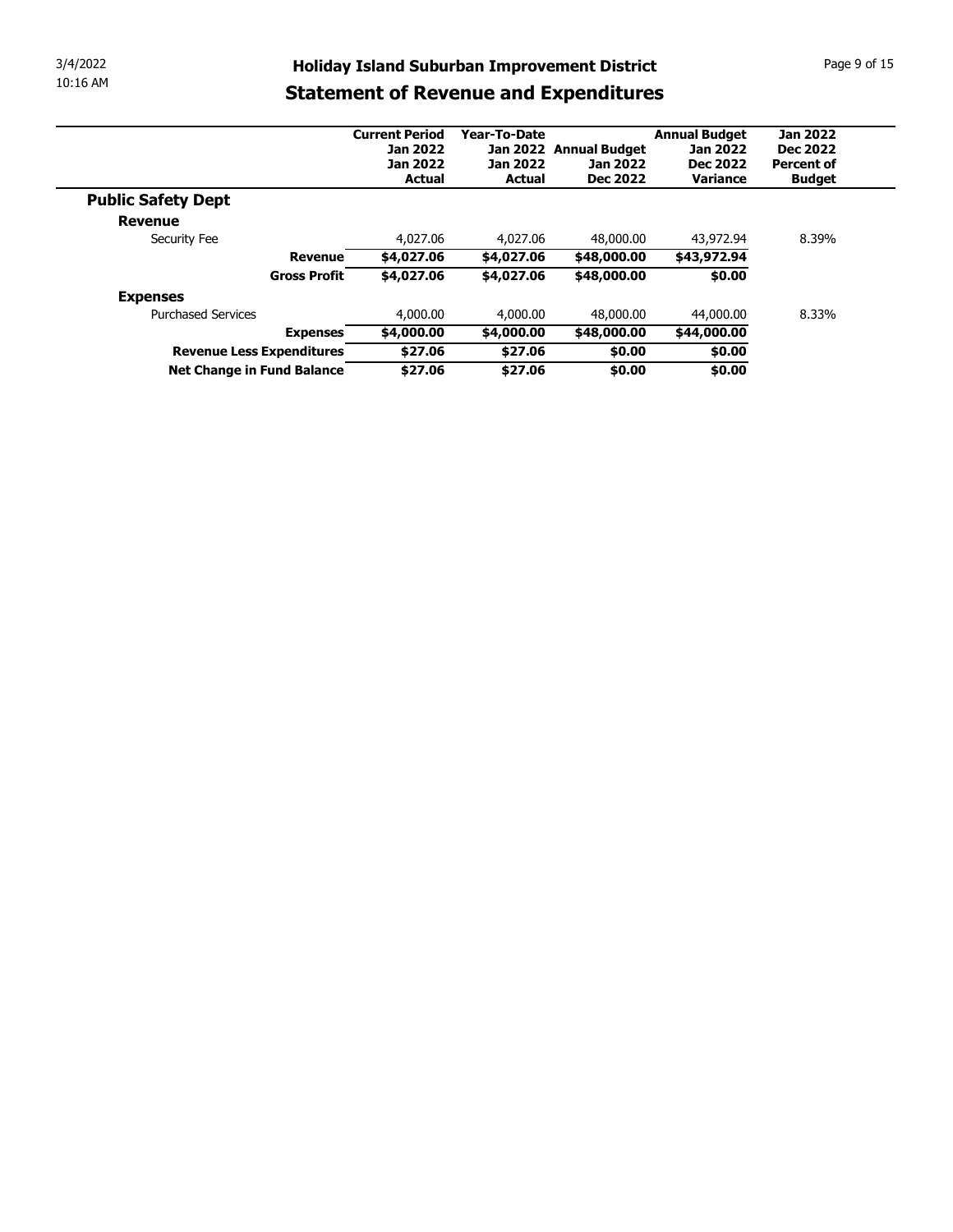# Holiday Island Suburban Improvement District

## Statement of Revenue and Expenditures

| | Current Period Jan 2022 Jan 2022 Actual | Year-To-Date Jan 2022 Jan 2022 Actual | Annual Budget Jan 2022 Dec 2022 | Annual Budget Jan 2022 Dec 2022 Variance | Jan 2022 Dec 2022 Percent of Budget |
|---|---|---|---|---|---|
| **Public Safety Dept** | | | | | |
| **Revenue** | | | | | |
| Security Fee | 4,027.06 | 4,027.06 | 48,000.00 | 43,972.94 | 8.39% |
| **Revenue** | **$4,027.06** | **$4,027.06** | **$48,000.00** | **$43,972.94** | |
| **Gross Profit** | **$4,027.06** | **$4,027.06** | **$48,000.00** | **$0.00** | |
| **Expenses** | | | | | |
| Purchased Services | 4,000.00 | 4,000.00 | 48,000.00 | 44,000.00 | 8.33% |
| **Expenses** | **$4,000.00** | **$4,000.00** | **$48,000.00** | **$44,000.00** | |
| **Revenue Less Expenditures** | **$27.06** | **$27.06** | **$0.00** | **$0.00** | |
| **Net Change in Fund Balance** | **$27.06** | **$27.06** | **$0.00** | **$0.00** | |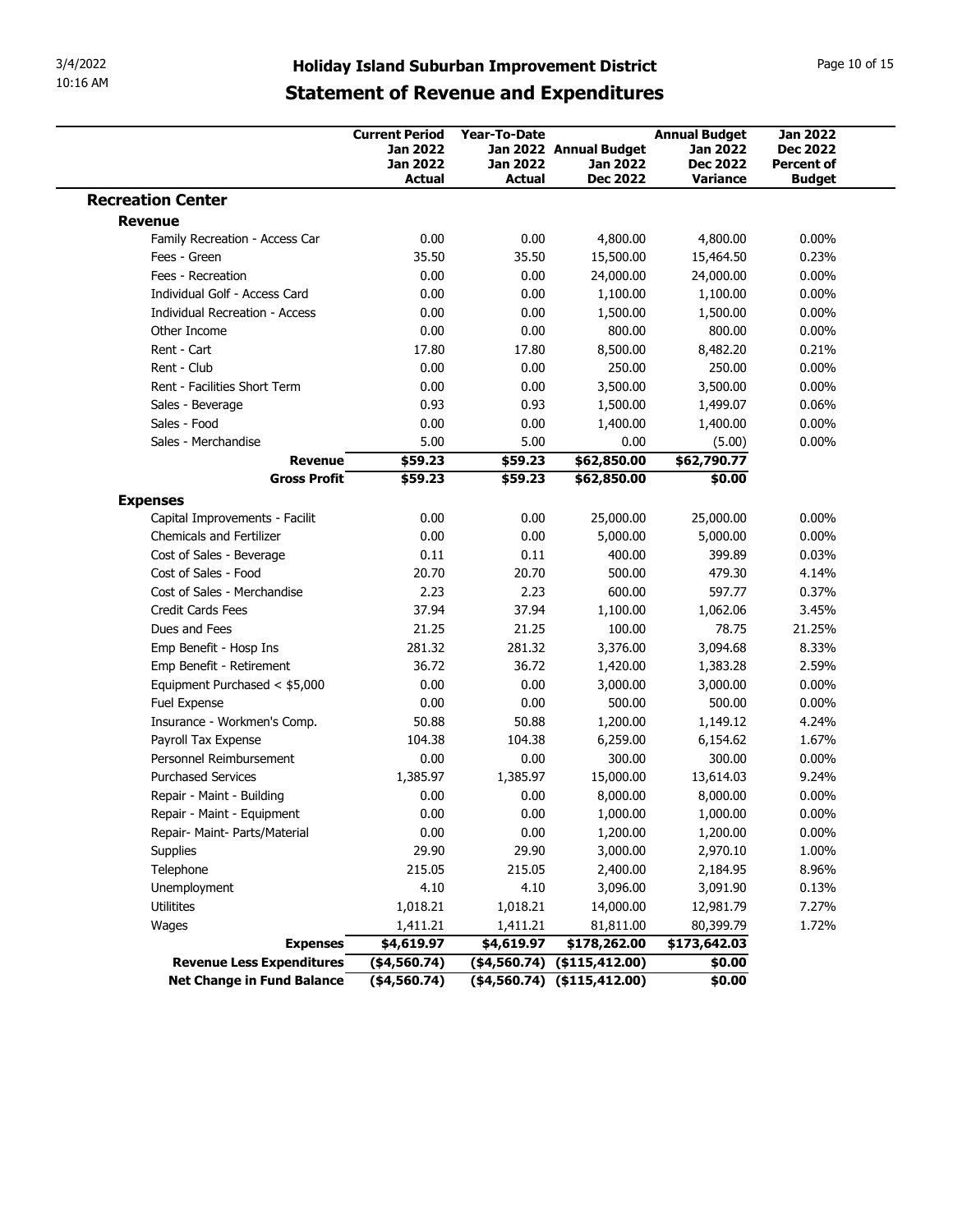# Holiday Island Suburban Improvement District

## Statement of Revenue and Expenditures

| | Current Period Jan 2022 Jan 2022 Actual | Year-To-Date Jan 2022 Jan 2022 Actual | Annual Budget Jan 2022 Dec 2022 | Annual Budget Jan 2022 Dec 2022 Variance | Jan 2022 Dec 2022 Percent of Budget |
|---|---|---|---|---|---|
| **Recreation Center** | | | | | |
| **Revenue** | | | | | |
| Family Recreation - Access Car | 0.00 | 0.00 | 4,800.00 | 4,800.00 | 0.00% |
| Fees - Green | 35.50 | 35.50 | 15,500.00 | 15,464.50 | 0.23% |
| Fees - Recreation | 0.00 | 0.00 | 24,000.00 | 24,000.00 | 0.00% |
| Individual Golf - Access Card | 0.00 | 0.00 | 1,100.00 | 1,100.00 | 0.00% |
| Individual Recreation - Access | 0.00 | 0.00 | 1,500.00 | 1,500.00 | 0.00% |
| Other Income | 0.00 | 0.00 | 800.00 | 800.00 | 0.00% |
| Rent - Cart | 17.80 | 17.80 | 8,500.00 | 8,482.20 | 0.21% |
| Rent - Club | 0.00 | 0.00 | 250.00 | 250.00 | 0.00% |
| Rent - Facilities Short Term | 0.00 | 0.00 | 3,500.00 | 3,500.00 | 0.00% |
| Sales - Beverage | 0.93 | 0.93 | 1,500.00 | 1,499.07 | 0.06% |
| Sales - Food | 0.00 | 0.00 | 1,400.00 | 1,400.00 | 0.00% |
| Sales - Merchandise | 5.00 | 5.00 | 0.00 | (5.00) | 0.00% |
| **Revenue** | **$59.23** | **$59.23** | **$62,850.00** | **$62,790.77** | |
| **Gross Profit** | **$59.23** | **$59.23** | **$62,850.00** | **$0.00** | |
| **Expenses** | | | | | |
| Capital Improvements - Facilit | 0.00 | 0.00 | 25,000.00 | 25,000.00 | 0.00% |
| Chemicals and Fertilizer | 0.00 | 0.00 | 5,000.00 | 5,000.00 | 0.00% |
| Cost of Sales - Beverage | 0.11 | 0.11 | 400.00 | 399.89 | 0.03% |
| Cost of Sales - Food | 20.70 | 20.70 | 500.00 | 479.30 | 4.14% |
| Cost of Sales - Merchandise | 2.23 | 2.23 | 600.00 | 597.77 | 0.37% |
| Credit Cards Fees | 37.94 | 37.94 | 1,100.00 | 1,062.06 | 3.45% |
| Dues and Fees | 21.25 | 21.25 | 100.00 | 78.75 | 21.25% |
| Emp Benefit - Hosp Ins | 281.32 | 281.32 | 3,376.00 | 3,094.68 | 8.33% |
| Emp Benefit - Retirement | 36.72 | 36.72 | 1,420.00 | 1,383.28 | 2.59% |
| Equipment Purchased < $5,000 | 0.00 | 0.00 | 3,000.00 | 3,000.00 | 0.00% |
| Fuel Expense | 0.00 | 0.00 | 500.00 | 500.00 | 0.00% |
| Insurance - Workmen's Comp. | 50.88 | 50.88 | 1,200.00 | 1,149.12 | 4.24% |
| Payroll Tax Expense | 104.38 | 104.38 | 6,259.00 | 6,154.62 | 1.67% |
| Personnel Reimbursement | 0.00 | 0.00 | 300.00 | 300.00 | 0.00% |
| Purchased Services | 1,385.97 | 1,385.97 | 15,000.00 | 13,614.03 | 9.24% |
| Repair - Maint - Building | 0.00 | 0.00 | 8,000.00 | 8,000.00 | 0.00% |
| Repair - Maint - Equipment | 0.00 | 0.00 | 1,000.00 | 1,000.00 | 0.00% |
| Repair- Maint- Parts/Material | 0.00 | 0.00 | 1,200.00 | 1,200.00 | 0.00% |
| Supplies | 29.90 | 29.90 | 3,000.00 | 2,970.10 | 1.00% |
| Telephone | 215.05 | 215.05 | 2,400.00 | 2,184.95 | 8.96% |
| Unemployment | 4.10 | 4.10 | 3,096.00 | 3,091.90 | 0.13% |
| Utilitites | 1,018.21 | 1,018.21 | 14,000.00 | 12,981.79 | 7.27% |
| Wages | 1,411.21 | 1,411.21 | 81,811.00 | 80,399.79 | 1.72% |
| **Expenses** | **$4,619.97** | **$4,619.97** | **$178,262.00** | **$173,642.03** | |
| **Revenue Less Expenditures** | **($4,560.74)** | **($4,560.74)** | **($115,412.00)** | **$0.00** | |
| **Net Change in Fund Balance** | **($4,560.74)** | **($4,560.74)** | **($115,412.00)** | **$0.00** | |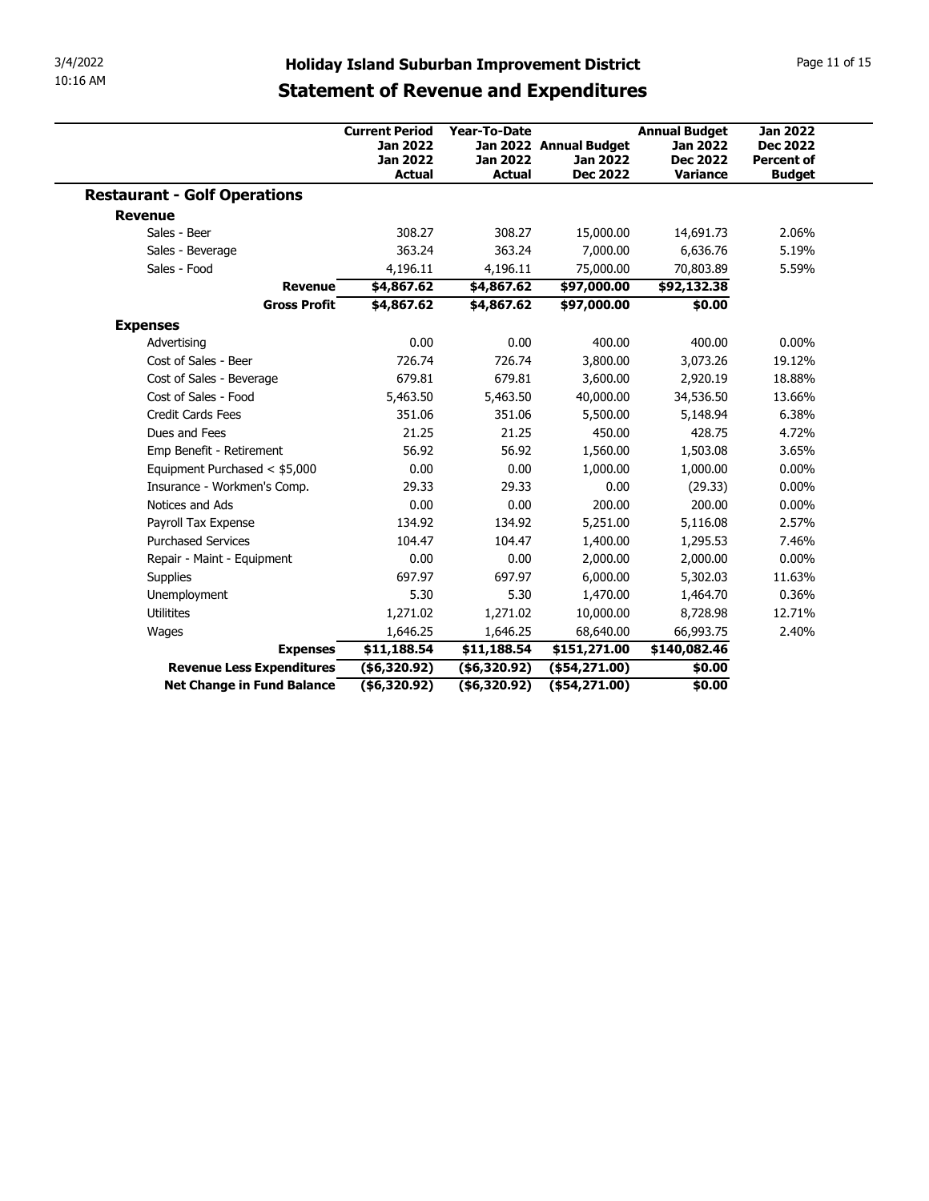# Holiday Island Suburban Improvement District

## Statement of Revenue and Expenditures

| | Current Period Jan 2022 Jan 2022 Actual | Year-To-Date Jan 2022 Jan 2022 Actual | Annual Budget Jan 2022 Dec 2022 | Annual Budget Jan 2022 Dec 2022 Variance | Jan 2022 Dec 2022 Percent of Budget |
|---|---|---|---|---|---|
| **Restaurant - Golf Operations** | | | | | |
| **Revenue** | | | | | |
| Sales - Beer | 308.27 | 308.27 | 15,000.00 | 14,691.73 | 2.06% |
| Sales - Beverage | 363.24 | 363.24 | 7,000.00 | 6,636.76 | 5.19% |
| Sales - Food | 4,196.11 | 4,196.11 | 75,000.00 | 70,803.89 | 5.59% |
| **Revenue** | **$4,867.62** | **$4,867.62** | **$97,000.00** | **$92,132.38** | |
| **Gross Profit** | **$4,867.62** | **$4,867.62** | **$97,000.00** | **$0.00** | |
| **Expenses** | | | | | |
| Advertising | 0.00 | 0.00 | 400.00 | 400.00 | 0.00% |
| Cost of Sales - Beer | 726.74 | 726.74 | 3,800.00 | 3,073.26 | 19.12% |
| Cost of Sales - Beverage | 679.81 | 679.81 | 3,600.00 | 2,920.19 | 18.88% |
| Cost of Sales - Food | 5,463.50 | 5,463.50 | 40,000.00 | 34,536.50 | 13.66% |
| Credit Cards Fees | 351.06 | 351.06 | 5,500.00 | 5,148.94 | 6.38% |
| Dues and Fees | 21.25 | 21.25 | 450.00 | 428.75 | 4.72% |
| Emp Benefit - Retirement | 56.92 | 56.92 | 1,560.00 | 1,503.08 | 3.65% |
| Equipment Purchased < $5,000 | 0.00 | 0.00 | 1,000.00 | 1,000.00 | 0.00% |
| Insurance - Workmen's Comp. | 29.33 | 29.33 | 0.00 | (29.33) | 0.00% |
| Notices and Ads | 0.00 | 0.00 | 200.00 | 200.00 | 0.00% |
| Payroll Tax Expense | 134.92 | 134.92 | 5,251.00 | 5,116.08 | 2.57% |
| Purchased Services | 104.47 | 104.47 | 1,400.00 | 1,295.53 | 7.46% |
| Repair - Maint - Equipment | 0.00 | 0.00 | 2,000.00 | 2,000.00 | 0.00% |
| Supplies | 697.97 | 697.97 | 6,000.00 | 5,302.03 | 11.63% |
| Unemployment | 5.30 | 5.30 | 1,470.00 | 1,464.70 | 0.36% |
| Utilitites | 1,271.02 | 1,271.02 | 10,000.00 | 8,728.98 | 12.71% |
| Wages | 1,646.25 | 1,646.25 | 68,640.00 | 66,993.75 | 2.40% |
| **Expenses** | **$11,188.54** | **$11,188.54** | **$151,271.00** | **$140,082.46** | |
| **Revenue Less Expenditures** | **($6,320.92)** | **($6,320.92)** | **($54,271.00)** | **$0.00** | |
| **Net Change in Fund Balance** | **($6,320.92)** | **($6,320.92)** | **($54,271.00)** | **$0.00** | |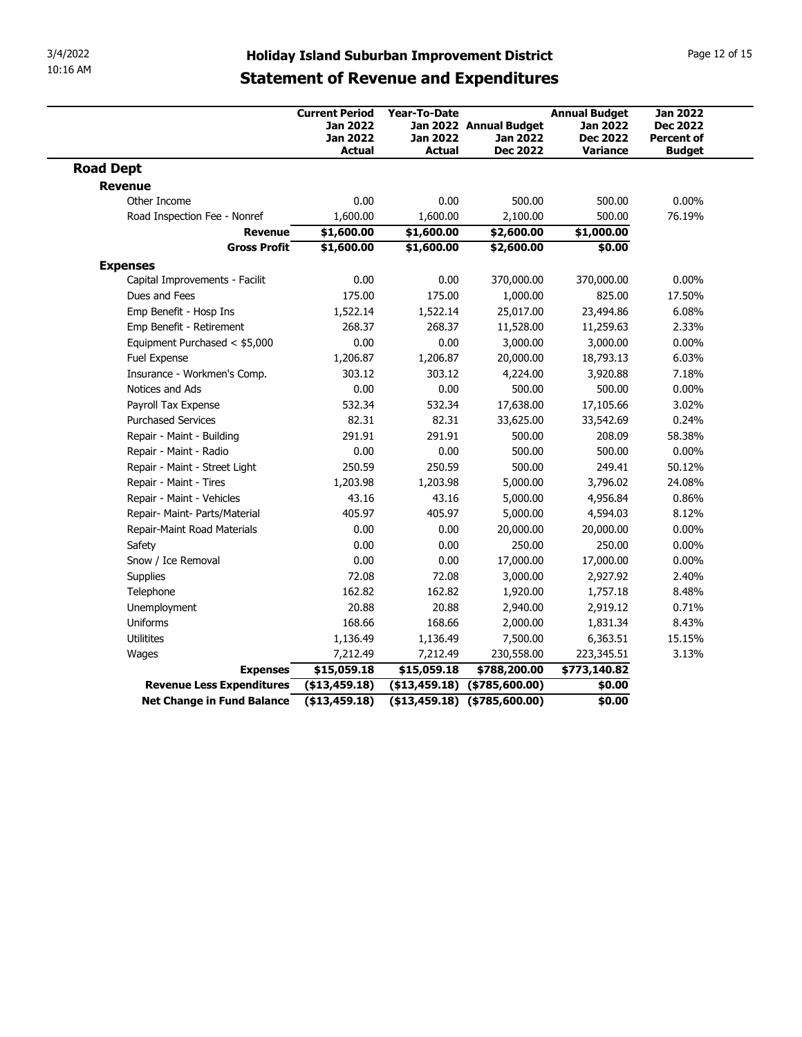# Holiday Island Suburban Improvement District

## Statement of Revenue and Expenditures

| | Current Period Jan 2022 Jan 2022 Actual | Year-To-Date Jan 2022 Jan 2022 Actual | Annual Budget Jan 2022 Dec 2022 | Annual Budget Jan 2022 Dec 2022 Variance | Jan 2022 Dec 2022 Percent of Budget |
|---|---|---|---|---|---|
| **Road Dept** | | | | | |
| **Revenue** | | | | | |
| Other Income | 0.00 | 0.00 | 500.00 | 500.00 | 0.00% |
| Road Inspection Fee - Nonref | 1,600.00 | 1,600.00 | 2,100.00 | 500.00 | 76.19% |
| **Revenue** | **$1,600.00** | **$1,600.00** | **$2,600.00** | **$1,000.00** | |
| **Gross Profit** | **$1,600.00** | **$1,600.00** | **$2,600.00** | **$0.00** | |
| **Expenses** | | | | | |
| Capital Improvements - Facilit | 0.00 | 0.00 | 370,000.00 | 370,000.00 | 0.00% |
| Dues and Fees | 175.00 | 175.00 | 1,000.00 | 825.00 | 17.50% |
| Emp Benefit - Hosp Ins | 1,522.14 | 1,522.14 | 25,017.00 | 23,494.86 | 6.08% |
| Emp Benefit - Retirement | 268.37 | 268.37 | 11,528.00 | 11,259.63 | 2.33% |
| Equipment Purchased < $5,000 | 0.00 | 0.00 | 3,000.00 | 3,000.00 | 0.00% |
| Fuel Expense | 1,206.87 | 1,206.87 | 20,000.00 | 18,793.13 | 6.03% |
| Insurance - Workmen's Comp. | 303.12 | 303.12 | 4,224.00 | 3,920.88 | 7.18% |
| Notices and Ads | 0.00 | 0.00 | 500.00 | 500.00 | 0.00% |
| Payroll Tax Expense | 532.34 | 532.34 | 17,638.00 | 17,105.66 | 3.02% |
| Purchased Services | 82.31 | 82.31 | 33,625.00 | 33,542.69 | 0.24% |
| Repair - Maint - Building | 291.91 | 291.91 | 500.00 | 208.09 | 58.38% |
| Repair - Maint - Radio | 0.00 | 0.00 | 500.00 | 500.00 | 0.00% |
| Repair - Maint - Street Light | 250.59 | 250.59 | 500.00 | 249.41 | 50.12% |
| Repair - Maint - Tires | 1,203.98 | 1,203.98 | 5,000.00 | 3,796.02 | 24.08% |
| Repair - Maint - Vehicles | 43.16 | 43.16 | 5,000.00 | 4,956.84 | 0.86% |
| Repair- Maint- Parts/Material | 405.97 | 405.97 | 5,000.00 | 4,594.03 | 8.12% |
| Repair-Maint Road Materials | 0.00 | 0.00 | 20,000.00 | 20,000.00 | 0.00% |
| Safety | 0.00 | 0.00 | 250.00 | 250.00 | 0.00% |
| Snow / Ice Removal | 0.00 | 0.00 | 17,000.00 | 17,000.00 | 0.00% |
| Supplies | 72.08 | 72.08 | 3,000.00 | 2,927.92 | 2.40% |
| Telephone | 162.82 | 162.82 | 1,920.00 | 1,757.18 | 8.48% |
| Unemployment | 20.88 | 20.88 | 2,940.00 | 2,919.12 | 0.71% |
| Uniforms | 168.66 | 168.66 | 2,000.00 | 1,831.34 | 8.43% |
| Utilitites | 1,136.49 | 1,136.49 | 7,500.00 | 6,363.51 | 15.15% |
| Wages | 7,212.49 | 7,212.49 | 230,558.00 | 223,345.51 | 3.13% |
| **Expenses** | **$15,059.18** | **$15,059.18** | **$788,200.00** | **$773,140.82** | |
| **Revenue Less Expenditures** | **($13,459.18)** | **($13,459.18)** | **($785,600.00)** | **$0.00** | |
| **Net Change in Fund Balance** | **($13,459.18)** | **($13,459.18)** | **($785,600.00)** | **$0.00** | |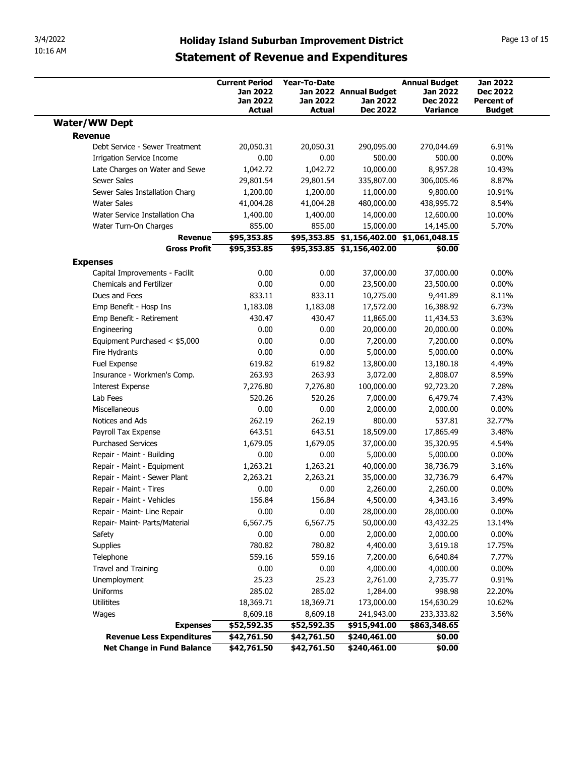# Holiday Island Suburban Improvement District

## Statement of Revenue and Expenditures

| | Current Period Jan 2022 Jan 2022 Actual | Year-To-Date Jan 2022 Jan 2022 Actual | Annual Budget Jan 2022 Dec 2022 | Annual Budget Jan 2022 Dec 2022 Variance | Jan 2022 Dec 2022 Percent of Budget |
|---|---|---|---|---|---|
| **Water/WW Dept** | | | | | |
| **Revenue** | | | | | |
| Debt Service - Sewer Treatment | 20,050.31 | 20,050.31 | 290,095.00 | 270,044.69 | 6.91% |
| Irrigation Service Income | 0.00 | 0.00 | 500.00 | 500.00 | 0.00% |
| Late Charges on Water and Sewe | 1,042.72 | 1,042.72 | 10,000.00 | 8,957.28 | 10.43% |
| Sewer Sales | 29,801.54 | 29,801.54 | 335,807.00 | 306,005.46 | 8.87% |
| Sewer Sales Installation Charg | 1,200.00 | 1,200.00 | 11,000.00 | 9,800.00 | 10.91% |
| Water Sales | 41,004.28 | 41,004.28 | 480,000.00 | 438,995.72 | 8.54% |
| Water Service Installation Cha | 1,400.00 | 1,400.00 | 14,000.00 | 12,600.00 | 10.00% |
| Water Turn-On Charges | 855.00 | 855.00 | 15,000.00 | 14,145.00 | 5.70% |
| **Revenue** | **$95,353.85** | **$95,353.85** | **$1,156,402.00** | **$1,061,048.15** | |
| **Gross Profit** | **$95,353.85** | **$95,353.85** | **$1,156,402.00** | **$0.00** | |
| **Expenses** | | | | | |
| Capital Improvements - Facilit | 0.00 | 0.00 | 37,000.00 | 37,000.00 | 0.00% |
| Chemicals and Fertilizer | 0.00 | 0.00 | 23,500.00 | 23,500.00 | 0.00% |
| Dues and Fees | 833.11 | 833.11 | 10,275.00 | 9,441.89 | 8.11% |
| Emp Benefit - Hosp Ins | 1,183.08 | 1,183.08 | 17,572.00 | 16,388.92 | 6.73% |
| Emp Benefit - Retirement | 430.47 | 430.47 | 11,865.00 | 11,434.53 | 3.63% |
| Engineering | 0.00 | 0.00 | 20,000.00 | 20,000.00 | 0.00% |
| Equipment Purchased < $5,000 | 0.00 | 0.00 | 7,200.00 | 7,200.00 | 0.00% |
| Fire Hydrants | 0.00 | 0.00 | 5,000.00 | 5,000.00 | 0.00% |
| Fuel Expense | 619.82 | 619.82 | 13,800.00 | 13,180.18 | 4.49% |
| Insurance - Workmen's Comp. | 263.93 | 263.93 | 3,072.00 | 2,808.07 | 8.59% |
| Interest Expense | 7,276.80 | 7,276.80 | 100,000.00 | 92,723.20 | 7.28% |
| Lab Fees | 520.26 | 520.26 | 7,000.00 | 6,479.74 | 7.43% |
| Miscellaneous | 0.00 | 0.00 | 2,000.00 | 2,000.00 | 0.00% |
| Notices and Ads | 262.19 | 262.19 | 800.00 | 537.81 | 32.77% |
| Payroll Tax Expense | 643.51 | 643.51 | 18,509.00 | 17,865.49 | 3.48% |
| Purchased Services | 1,679.05 | 1,679.05 | 37,000.00 | 35,320.95 | 4.54% |
| Repair - Maint - Building | 0.00 | 0.00 | 5,000.00 | 5,000.00 | 0.00% |
| Repair - Maint - Equipment | 1,263.21 | 1,263.21 | 40,000.00 | 38,736.79 | 3.16% |
| Repair - Maint - Sewer Plant | 2,263.21 | 2,263.21 | 35,000.00 | 32,736.79 | 6.47% |
| Repair - Maint - Tires | 0.00 | 0.00 | 2,260.00 | 2,260.00 | 0.00% |
| Repair - Maint - Vehicles | 156.84 | 156.84 | 4,500.00 | 4,343.16 | 3.49% |
| Repair - Maint- Line Repair | 0.00 | 0.00 | 28,000.00 | 28,000.00 | 0.00% |
| Repair- Maint- Parts/Material | 6,567.75 | 6,567.75 | 50,000.00 | 43,432.25 | 13.14% |
| Safety | 0.00 | 0.00 | 2,000.00 | 2,000.00 | 0.00% |
| Supplies | 780.82 | 780.82 | 4,400.00 | 3,619.18 | 17.75% |
| Telephone | 559.16 | 559.16 | 7,200.00 | 6,640.84 | 7.77% |
| Travel and Training | 0.00 | 0.00 | 4,000.00 | 4,000.00 | 0.00% |
| Unemployment | 25.23 | 25.23 | 2,761.00 | 2,735.77 | 0.91% |
| Uniforms | 285.02 | 285.02 | 1,284.00 | 998.98 | 22.20% |
| Utilitites | 18,369.71 | 18,369.71 | 173,000.00 | 154,630.29 | 10.62% |
| Wages | 8,609.18 | 8,609.18 | 241,943.00 | 233,333.82 | 3.56% |
| **Expenses** | **$52,592.35** | **$52,592.35** | **$915,941.00** | **$863,348.65** | |
| **Revenue Less Expenditures** | **$42,761.50** | **$42,761.50** | **$240,461.00** | **$0.00** | |
| **Net Change in Fund Balance** | **$42,761.50** | **$42,761.50** | **$240,461.00** | **$0.00** | |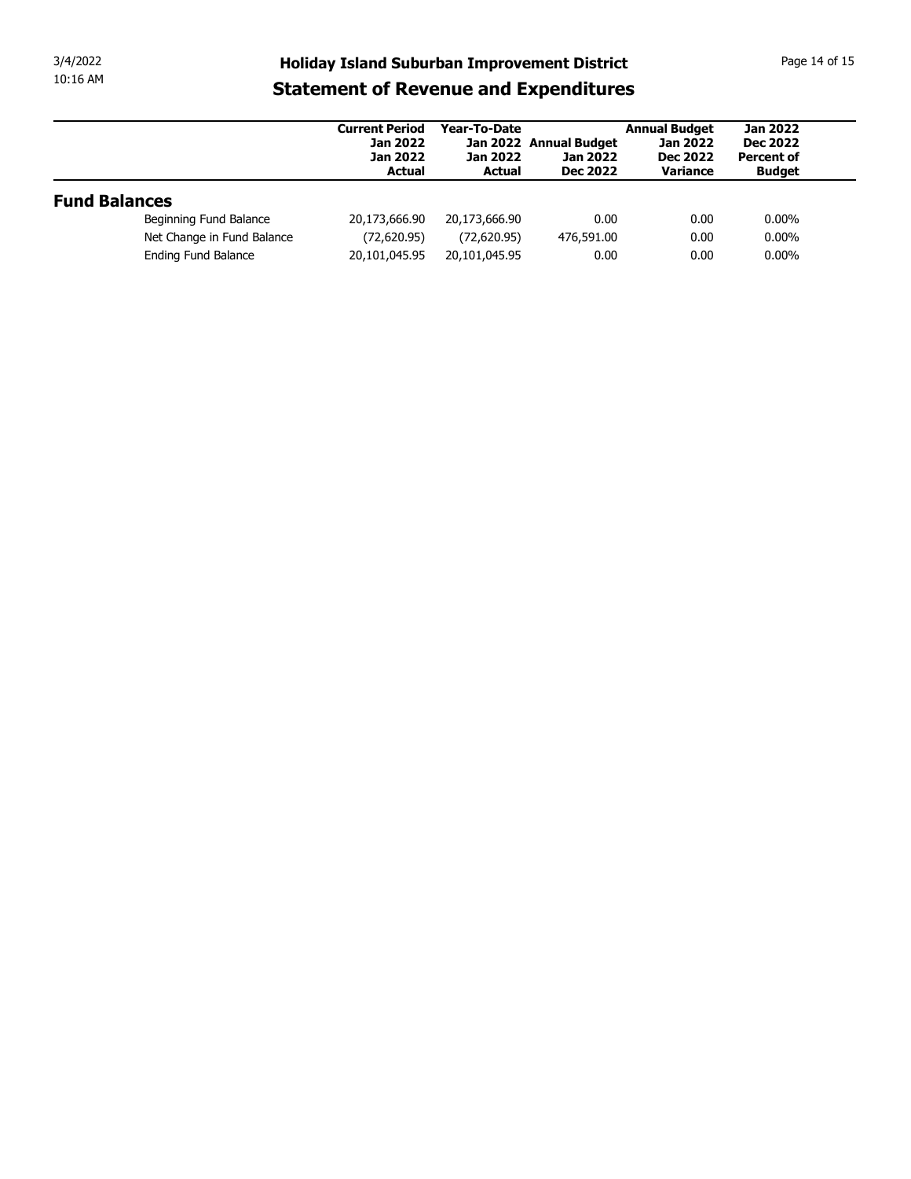# Holiday Island Suburban Improvement District

## Statement of Revenue and Expenditures

| | Current Period Jan 2022 Jan 2022 Actual | Year-To-Date Jan 2022 Jan 2022 Actual | Annual Budget Jan 2022 Dec 2022 | Annual Budget Jan 2022 Dec 2022 Variance | Jan 2022 Dec 2022 Percent of Budget |
|---|---|---|---|---|---|
| **Fund Balances** | | | | | |
| Beginning Fund Balance | 20,173,666.90 | 20,173,666.90 | 0.00 | 0.00 | 0.00% |
| Net Change in Fund Balance | (72,620.95) | (72,620.95) | 476,591.00 | 0.00 | 0.00% |
| Ending Fund Balance | 20,101,045.95 | 20,101,045.95 | 0.00 | 0.00 | 0.00% |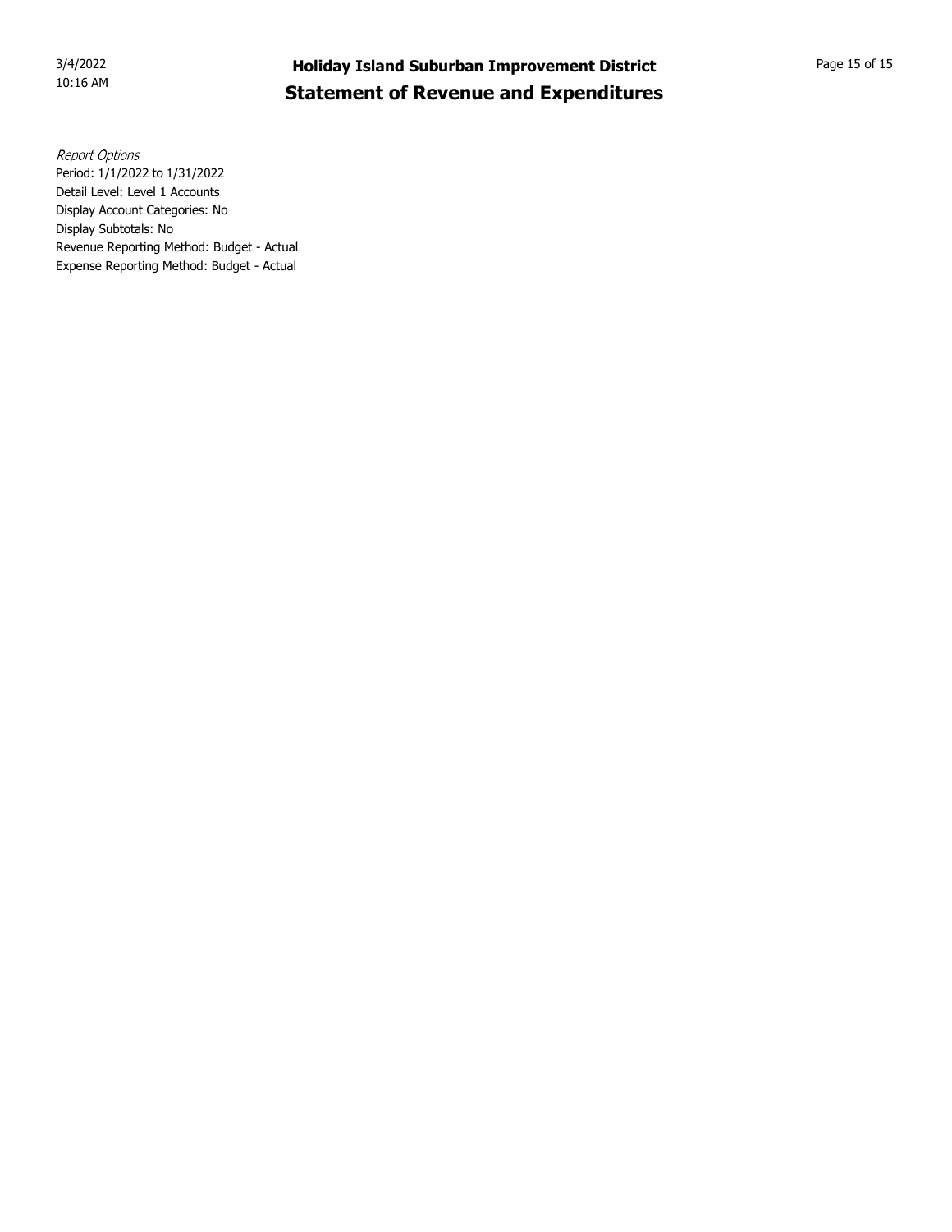*Report Options*

Period: 1/1/2022 to 1/31/2022

Detail Level: Level 1 Accounts

Display Account Categories: No

Display Subtotals: No

Revenue Reporting Method: Budget - Actual

Expense Reporting Method: Budget - Actual